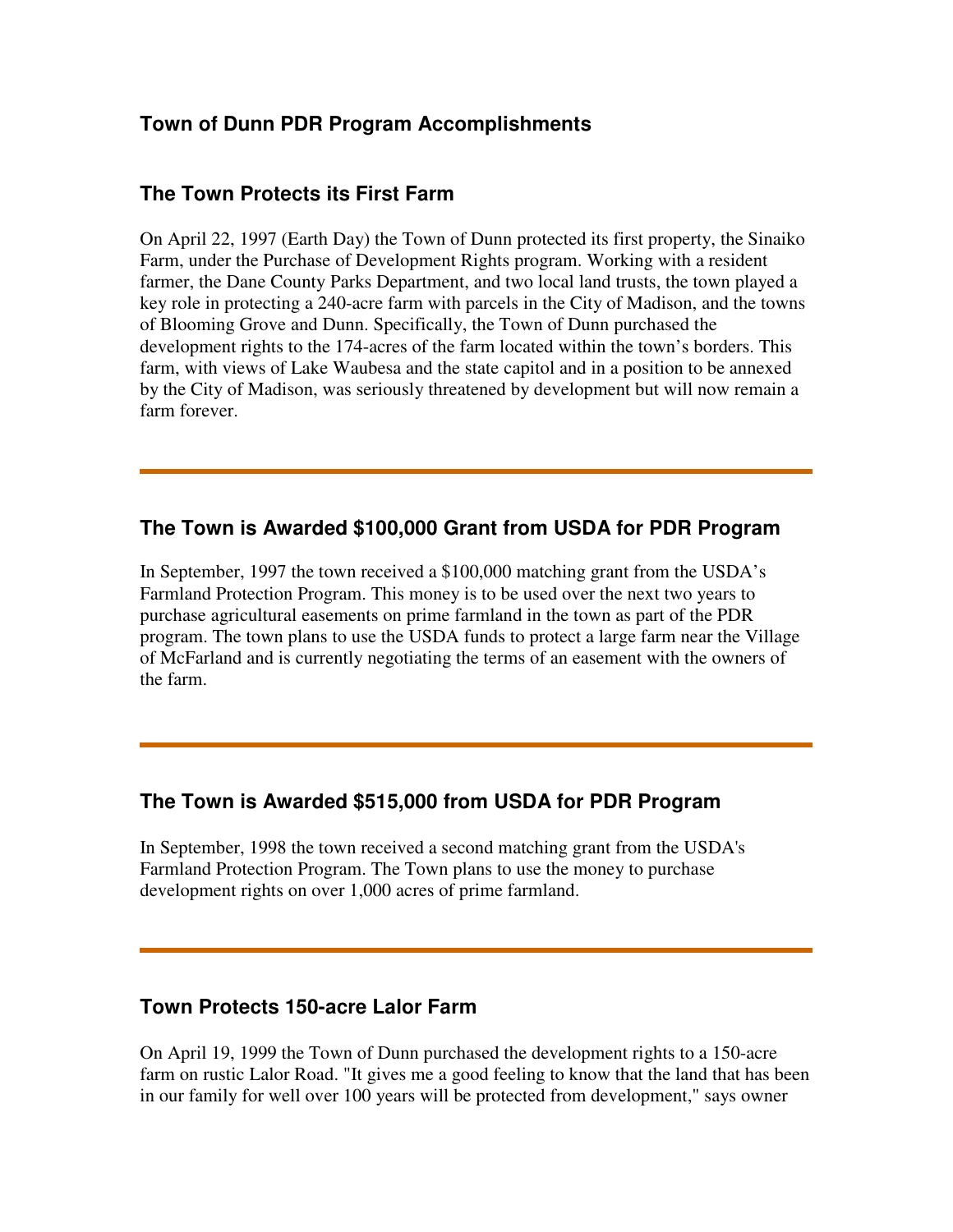## Town of Dunn PDR Program Accomplishments

### The Town Protects its First Farm

On April 22, 1997 (Earth Day) the Town of Dunn protected its first property, the Sinaiko Farm, under the Purchase of Development Rights program. Working with a resident farmer, the Dane County Parks Department, and two local land trusts, the town played a key role in protecting a 240-acre farm with parcels in the City of Madison, and the towns of Blooming Grove and Dunn. Specifically, the Town of Dunn purchased the development rights to the 174-acres of the farm located within the town's borders. This farm, with views of Lake Waubesa and the state capitol and in a position to be annexed by the City of Madison, was seriously threatened by development but will now remain a farm forever.

---

### The Town is Awarded $100,000 Grant from USDA for PDR Program

In September, 1997 the town received a $100,000 matching grant from the USDA's Farmland Protection Program. This money is to be used over the next two years to purchase agricultural easements on prime farmland in the town as part of the PDR program. The town plans to use the USDA funds to protect a large farm near the Village of McFarland and is currently negotiating the terms of an easement with the owners of the farm.

---

### The Town is Awarded $515,000 from USDA for PDR Program

In September, 1998 the town received a second matching grant from the USDA's Farmland Protection Program. The Town plans to use the money to purchase development rights on over 1,000 acres of prime farmland.

---

### Town Protects 150-acre Lalor Farm

On April 19, 1999 the Town of Dunn purchased the development rights to a 150-acre farm on rustic Lalor Road. "It gives me a good feeling to know that the land that has been in our family for well over 100 years will be protected from development," says owner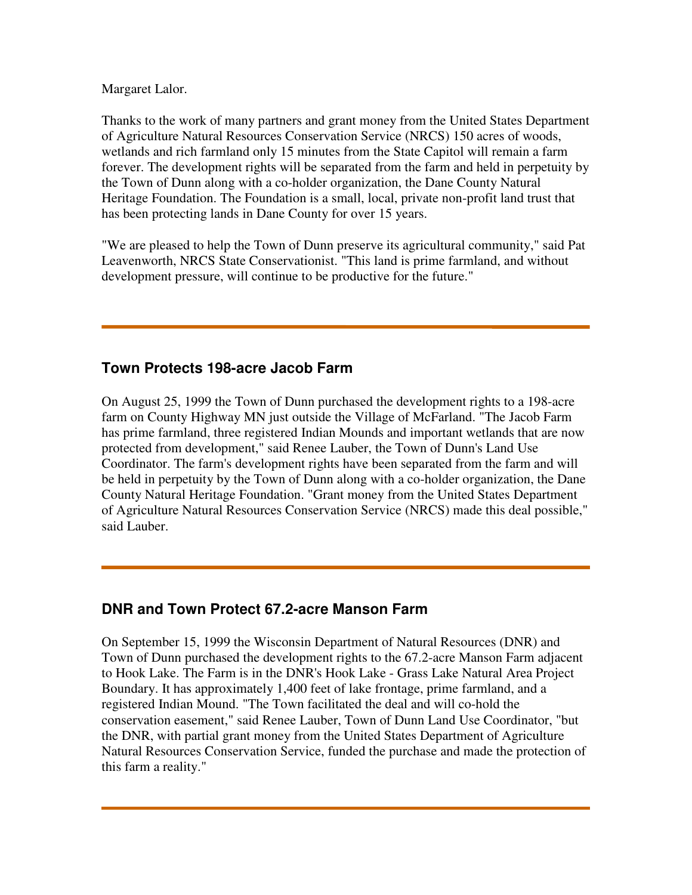Margaret Lalor.

Thanks to the work of many partners and grant money from the United States Department of Agriculture Natural Resources Conservation Service (NRCS) 150 acres of woods, wetlands and rich farmland only 15 minutes from the State Capitol will remain a farm forever. The development rights will be separated from the farm and held in perpetuity by the Town of Dunn along with a co-holder organization, the Dane County Natural Heritage Foundation. The Foundation is a small, local, private non-profit land trust that has been protecting lands in Dane County for over 15 years.

"We are pleased to help the Town of Dunn preserve its agricultural community," said Pat Leavenworth, NRCS State Conservationist. "This land is prime farmland, and without development pressure, will continue to be productive for the future."

---

### Town Protects 198-acre Jacob Farm

On August 25, 1999 the Town of Dunn purchased the development rights to a 198-acre farm on County Highway MN just outside the Village of McFarland. "The Jacob Farm has prime farmland, three registered Indian Mounds and important wetlands that are now protected from development," said Renee Lauber, the Town of Dunn's Land Use Coordinator. The farm's development rights have been separated from the farm and will be held in perpetuity by the Town of Dunn along with a co-holder organization, the Dane County Natural Heritage Foundation. "Grant money from the United States Department of Agriculture Natural Resources Conservation Service (NRCS) made this deal possible," said Lauber.

---

### DNR and Town Protect 67.2-acre Manson Farm

On September 15, 1999 the Wisconsin Department of Natural Resources (DNR) and Town of Dunn purchased the development rights to the 67.2-acre Manson Farm adjacent to Hook Lake. The Farm is in the DNR's Hook Lake - Grass Lake Natural Area Project Boundary. It has approximately 1,400 feet of lake frontage, prime farmland, and a registered Indian Mound. "The Town facilitated the deal and will co-hold the conservation easement," said Renee Lauber, Town of Dunn Land Use Coordinator, "but the DNR, with partial grant money from the United States Department of Agriculture Natural Resources Conservation Service, funded the purchase and made the protection of this farm a reality."

---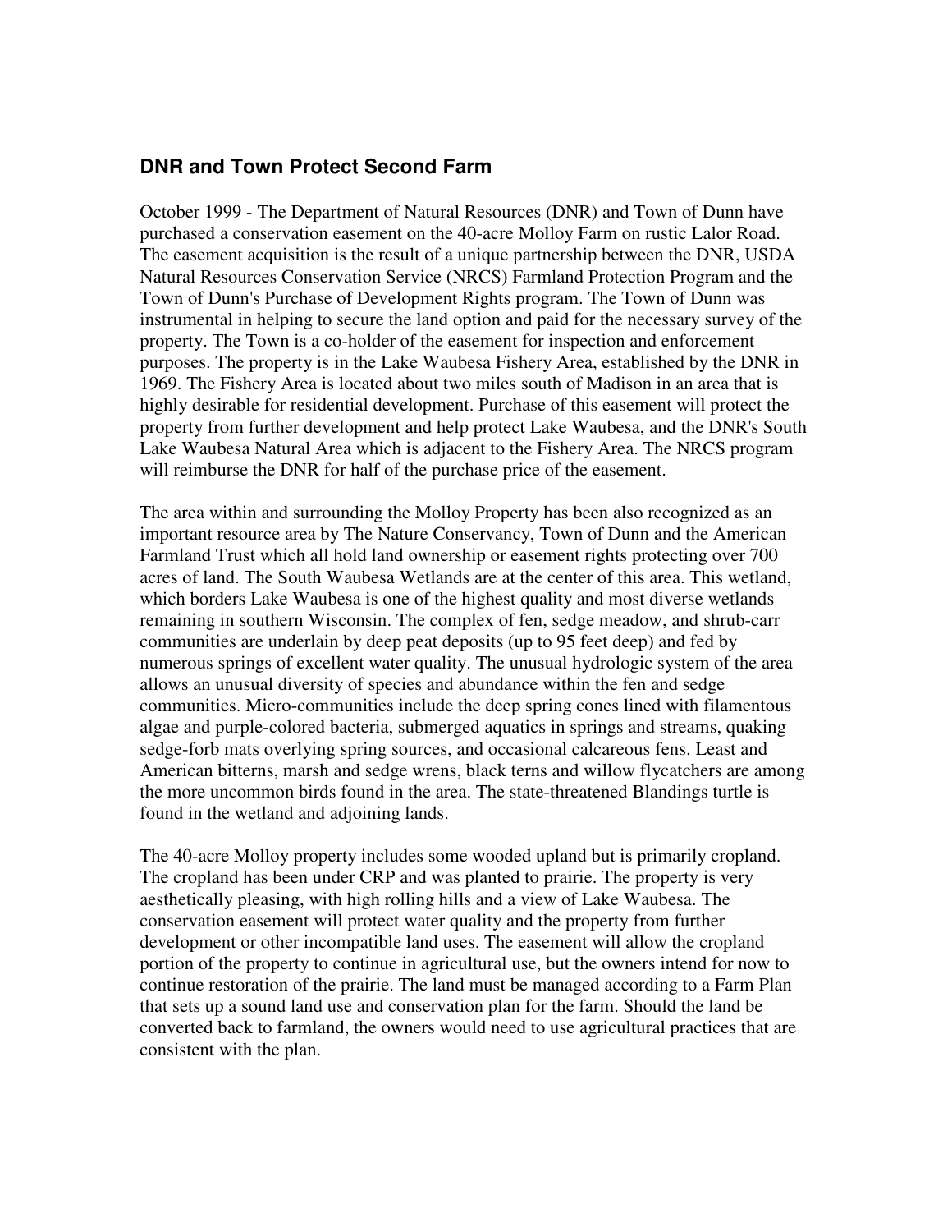## DNR and Town Protect Second Farm

October 1999 - The Department of Natural Resources (DNR) and Town of Dunn have purchased a conservation easement on the 40-acre Molloy Farm on rustic Lalor Road. The easement acquisition is the result of a unique partnership between the DNR, USDA Natural Resources Conservation Service (NRCS) Farmland Protection Program and the Town of Dunn's Purchase of Development Rights program. The Town of Dunn was instrumental in helping to secure the land option and paid for the necessary survey of the property. The Town is a co-holder of the easement for inspection and enforcement purposes. The property is in the Lake Waubesa Fishery Area, established by the DNR in 1969. The Fishery Area is located about two miles south of Madison in an area that is highly desirable for residential development. Purchase of this easement will protect the property from further development and help protect Lake Waubesa, and the DNR's South Lake Waubesa Natural Area which is adjacent to the Fishery Area. The NRCS program will reimburse the DNR for half of the purchase price of the easement.

The area within and surrounding the Molloy Property has been also recognized as an important resource area by The Nature Conservancy, Town of Dunn and the American Farmland Trust which all hold land ownership or easement rights protecting over 700 acres of land. The South Waubesa Wetlands are at the center of this area. This wetland, which borders Lake Waubesa is one of the highest quality and most diverse wetlands remaining in southern Wisconsin. The complex of fen, sedge meadow, and shrub-carr communities are underlain by deep peat deposits (up to 95 feet deep) and fed by numerous springs of excellent water quality. The unusual hydrologic system of the area allows an unusual diversity of species and abundance within the fen and sedge communities. Micro-communities include the deep spring cones lined with filamentous algae and purple-colored bacteria, submerged aquatics in springs and streams, quaking sedge-forb mats overlying spring sources, and occasional calcareous fens. Least and American bitterns, marsh and sedge wrens, black terns and willow flycatchers are among the more uncommon birds found in the area. The state-threatened Blandings turtle is found in the wetland and adjoining lands.

The 40-acre Molloy property includes some wooded upland but is primarily cropland. The cropland has been under CRP and was planted to prairie. The property is very aesthetically pleasing, with high rolling hills and a view of Lake Waubesa. The conservation easement will protect water quality and the property from further development or other incompatible land uses. The easement will allow the cropland portion of the property to continue in agricultural use, but the owners intend for now to continue restoration of the prairie. The land must be managed according to a Farm Plan that sets up a sound land use and conservation plan for the farm. Should the land be converted back to farmland, the owners would need to use agricultural practices that are consistent with the plan.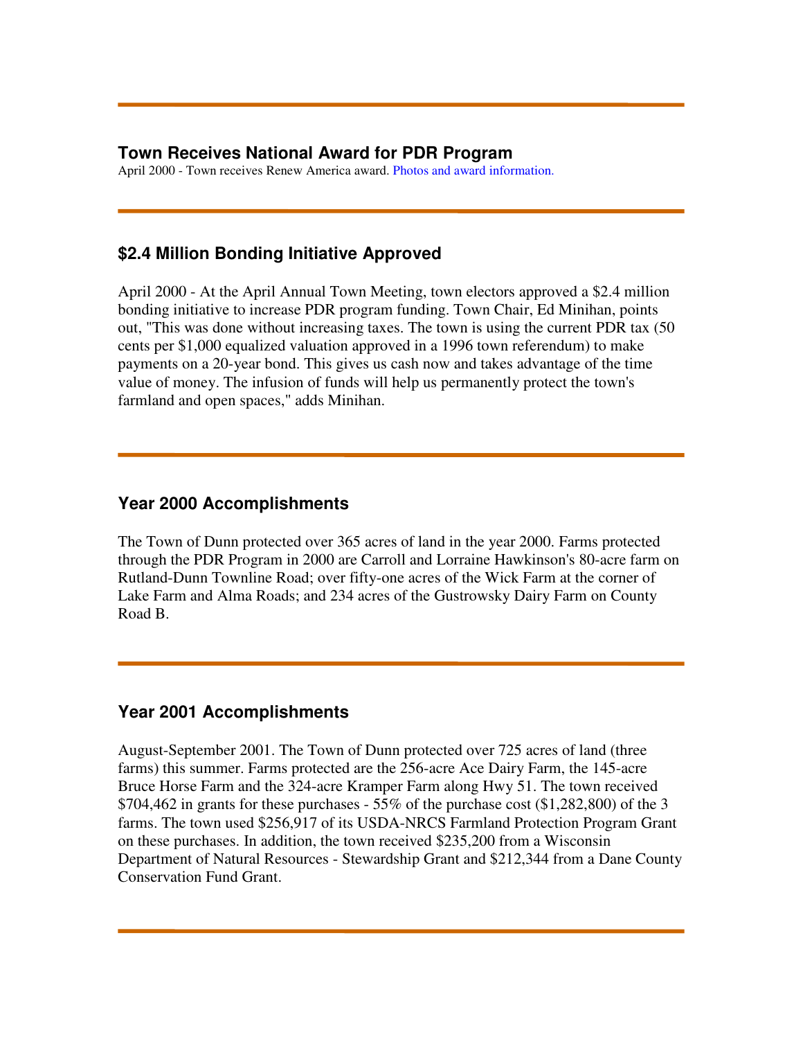---

### Town Receives National Award for PDR Program

April 2000 - Town receives Renew America award. Photos and award information.

---

### $2.4 Million Bonding Initiative Approved

April 2000 - At the April Annual Town Meeting, town electors approved a $2.4 million bonding initiative to increase PDR program funding. Town Chair, Ed Minihan, points out, "This was done without increasing taxes. The town is using the current PDR tax (50 cents per $1,000 equalized valuation approved in a 1996 town referendum) to make payments on a 20-year bond. This gives us cash now and takes advantage of the time value of money. The infusion of funds will help us permanently protect the town's farmland and open spaces," adds Minihan.

---

### Year 2000 Accomplishments

The Town of Dunn protected over 365 acres of land in the year 2000. Farms protected through the PDR Program in 2000 are Carroll and Lorraine Hawkinson's 80-acre farm on Rutland-Dunn Townline Road; over fifty-one acres of the Wick Farm at the corner of Lake Farm and Alma Roads; and 234 acres of the Gustrowsky Dairy Farm on County Road B.

---

### Year 2001 Accomplishments

August-September 2001. The Town of Dunn protected over 725 acres of land (three farms) this summer. Farms protected are the 256-acre Ace Dairy Farm, the 145-acre Bruce Horse Farm and the 324-acre Kramper Farm along Hwy 51. The town received $704,462 in grants for these purchases - 55% of the purchase cost ($1,282,800) of the 3 farms. The town used $256,917 of its USDA-NRCS Farmland Protection Program Grant on these purchases. In addition, the town received $235,200 from a Wisconsin Department of Natural Resources - Stewardship Grant and $212,344 from a Dane County Conservation Fund Grant.

---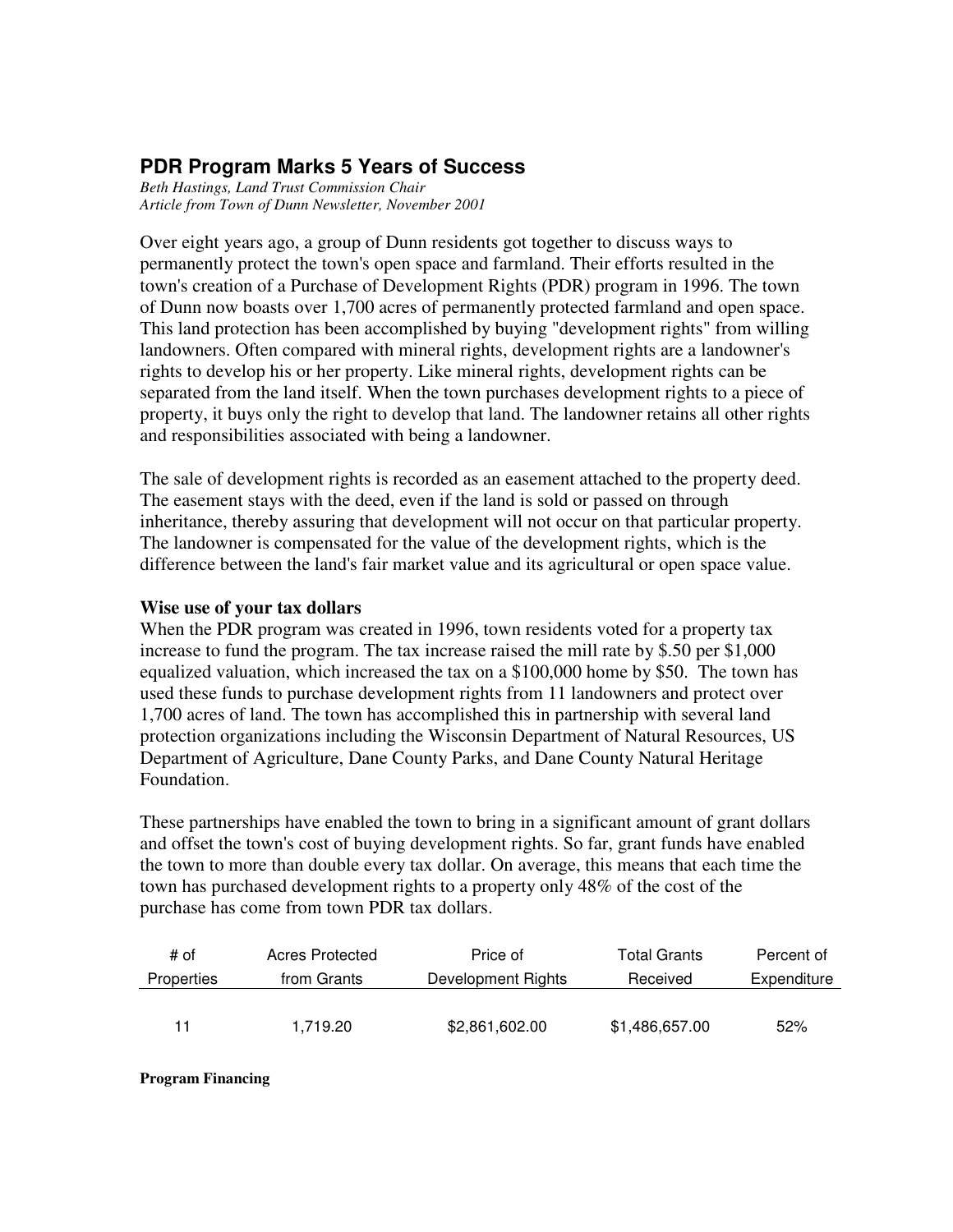## PDR Program Marks 5 Years of Success

*Beth Hastings, Land Trust Commission Chair*
*Article from Town of Dunn Newsletter, November 2001*

Over eight years ago, a group of Dunn residents got together to discuss ways to permanently protect the town's open space and farmland. Their efforts resulted in the town's creation of a Purchase of Development Rights (PDR) program in 1996. The town of Dunn now boasts over 1,700 acres of permanently protected farmland and open space. This land protection has been accomplished by buying "development rights" from willing landowners. Often compared with mineral rights, development rights are a landowner's rights to develop his or her property. Like mineral rights, development rights can be separated from the land itself. When the town purchases development rights to a piece of property, it buys only the right to develop that land. The landowner retains all other rights and responsibilities associated with being a landowner.

The sale of development rights is recorded as an easement attached to the property deed. The easement stays with the deed, even if the land is sold or passed on through inheritance, thereby assuring that development will not occur on that particular property. The landowner is compensated for the value of the development rights, which is the difference between the land's fair market value and its agricultural or open space value.

**Wise use of your tax dollars**

When the PDR program was created in 1996, town residents voted for a property tax increase to fund the program. The tax increase raised the mill rate by $.50 per $1,000 equalized valuation, which increased the tax on a $100,000 home by $50. The town has used these funds to purchase development rights from 11 landowners and protect over 1,700 acres of land. The town has accomplished this in partnership with several land protection organizations including the Wisconsin Department of Natural Resources, US Department of Agriculture, Dane County Parks, and Dane County Natural Heritage Foundation.

These partnerships have enabled the town to bring in a significant amount of grant dollars and offset the town's cost of buying development rights. So far, grant funds have enabled the town to more than double every tax dollar. On average, this means that each time the town has purchased development rights to a property only 48% of the cost of the purchase has come from town PDR tax dollars.

| # of Properties | Acres Protected from Grants | Price of Development Rights | Total Grants Received | Percent of Expenditure |
|---|---|---|---|---|
| 11 | 1,719.20 | $2,861,602.00 | $1,486,657.00 | 52% |

**Program Financing**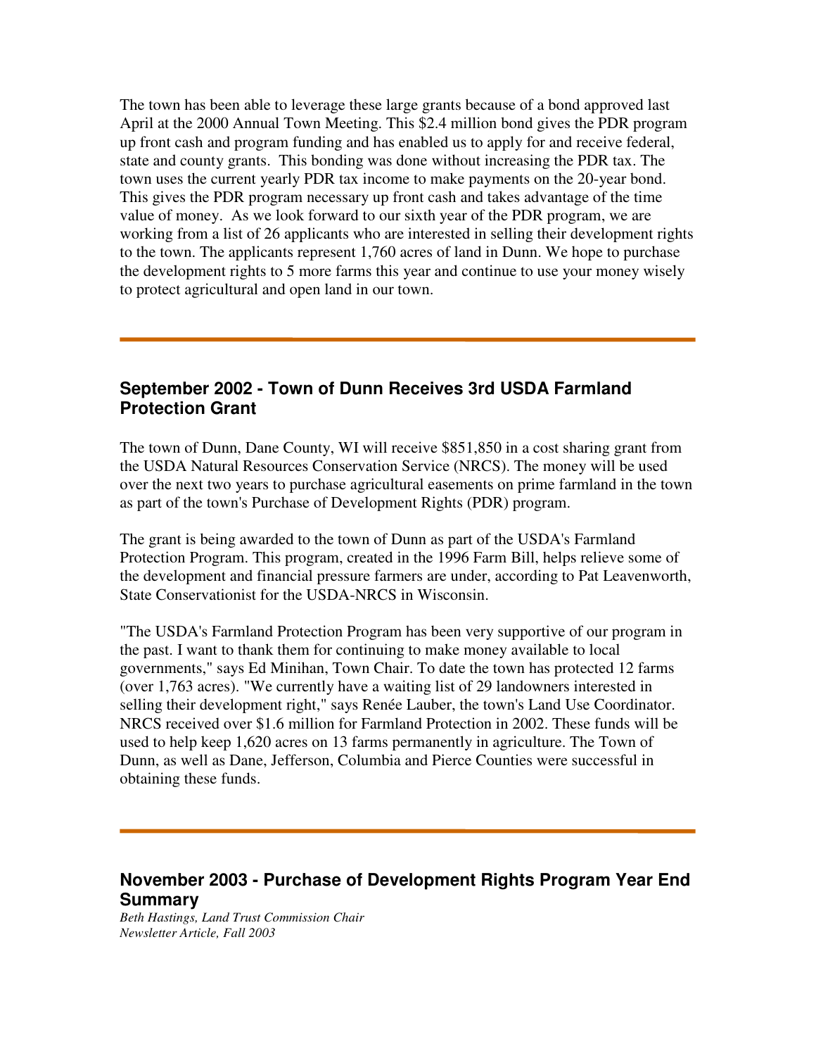The town has been able to leverage these large grants because of a bond approved last April at the 2000 Annual Town Meeting. This $2.4 million bond gives the PDR program up front cash and program funding and has enabled us to apply for and receive federal, state and county grants. This bonding was done without increasing the PDR tax. The town uses the current yearly PDR tax income to make payments on the 20-year bond. This gives the PDR program necessary up front cash and takes advantage of the time value of money. As we look forward to our sixth year of the PDR program, we are working from a list of 26 applicants who are interested in selling their development rights to the town. The applicants represent 1,760 acres of land in Dunn. We hope to purchase the development rights to 5 more farms this year and continue to use your money wisely to protect agricultural and open land in our town.

---

## September 2002 - Town of Dunn Receives 3rd USDA Farmland Protection Grant

The town of Dunn, Dane County, WI will receive $851,850 in a cost sharing grant from the USDA Natural Resources Conservation Service (NRCS). The money will be used over the next two years to purchase agricultural easements on prime farmland in the town as part of the town's Purchase of Development Rights (PDR) program.

The grant is being awarded to the town of Dunn as part of the USDA's Farmland Protection Program. This program, created in the 1996 Farm Bill, helps relieve some of the development and financial pressure farmers are under, according to Pat Leavenworth, State Conservationist for the USDA-NRCS in Wisconsin.

"The USDA's Farmland Protection Program has been very supportive of our program in the past. I want to thank them for continuing to make money available to local governments," says Ed Minihan, Town Chair. To date the town has protected 12 farms (over 1,763 acres). "We currently have a waiting list of 29 landowners interested in selling their development right," says Renée Lauber, the town's Land Use Coordinator. NRCS received over $1.6 million for Farmland Protection in 2002. These funds will be used to help keep 1,620 acres on 13 farms permanently in agriculture. The Town of Dunn, as well as Dane, Jefferson, Columbia and Pierce Counties were successful in obtaining these funds.

---

## November 2003 - Purchase of Development Rights Program Year End Summary

*Beth Hastings, Land Trust Commission Chair*
*Newsletter Article, Fall 2003*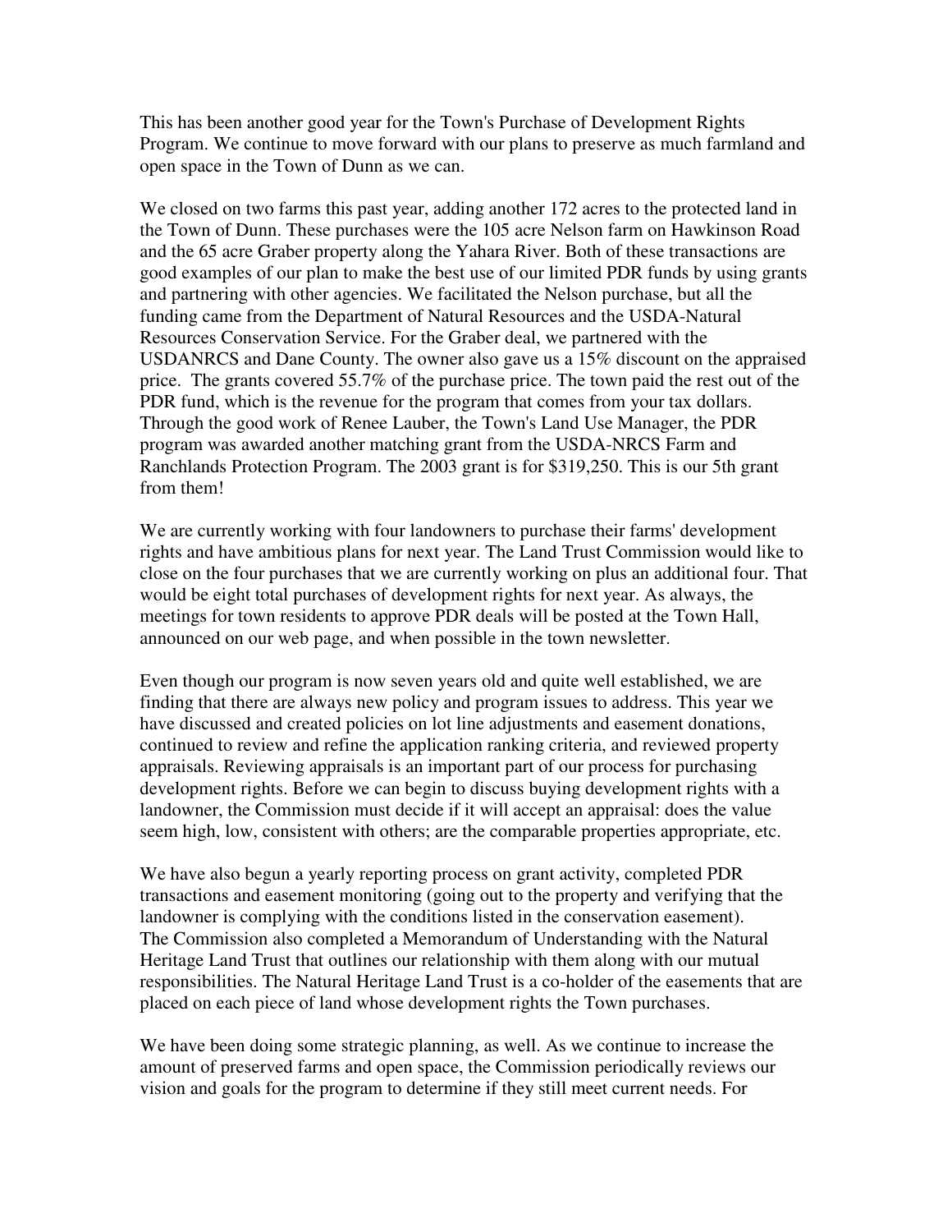This has been another good year for the Town's Purchase of Development Rights Program. We continue to move forward with our plans to preserve as much farmland and open space in the Town of Dunn as we can.

We closed on two farms this past year, adding another 172 acres to the protected land in the Town of Dunn. These purchases were the 105 acre Nelson farm on Hawkinson Road and the 65 acre Graber property along the Yahara River. Both of these transactions are good examples of our plan to make the best use of our limited PDR funds by using grants and partnering with other agencies. We facilitated the Nelson purchase, but all the funding came from the Department of Natural Resources and the USDA-Natural Resources Conservation Service. For the Graber deal, we partnered with the USDANRCS and Dane County. The owner also gave us a 15% discount on the appraised price. The grants covered 55.7% of the purchase price. The town paid the rest out of the PDR fund, which is the revenue for the program that comes from your tax dollars. Through the good work of Renee Lauber, the Town's Land Use Manager, the PDR program was awarded another matching grant from the USDA-NRCS Farm and Ranchlands Protection Program. The 2003 grant is for $319,250. This is our 5th grant from them!

We are currently working with four landowners to purchase their farms' development rights and have ambitious plans for next year. The Land Trust Commission would like to close on the four purchases that we are currently working on plus an additional four. That would be eight total purchases of development rights for next year. As always, the meetings for town residents to approve PDR deals will be posted at the Town Hall, announced on our web page, and when possible in the town newsletter.

Even though our program is now seven years old and quite well established, we are finding that there are always new policy and program issues to address. This year we have discussed and created policies on lot line adjustments and easement donations, continued to review and refine the application ranking criteria, and reviewed property appraisals. Reviewing appraisals is an important part of our process for purchasing development rights. Before we can begin to discuss buying development rights with a landowner, the Commission must decide if it will accept an appraisal: does the value seem high, low, consistent with others; are the comparable properties appropriate, etc.

We have also begun a yearly reporting process on grant activity, completed PDR transactions and easement monitoring (going out to the property and verifying that the landowner is complying with the conditions listed in the conservation easement). The Commission also completed a Memorandum of Understanding with the Natural Heritage Land Trust that outlines our relationship with them along with our mutual responsibilities. The Natural Heritage Land Trust is a co-holder of the easements that are placed on each piece of land whose development rights the Town purchases.

We have been doing some strategic planning, as well. As we continue to increase the amount of preserved farms and open space, the Commission periodically reviews our vision and goals for the program to determine if they still meet current needs. For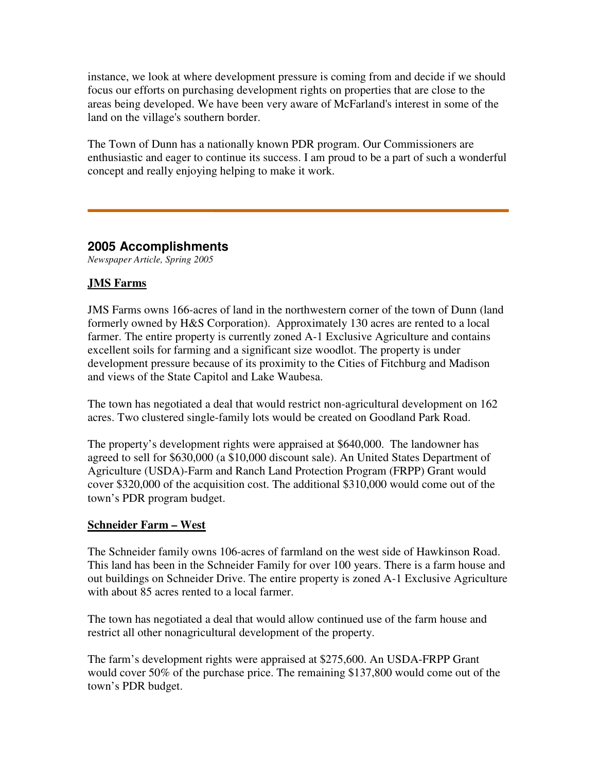instance, we look at where development pressure is coming from and decide if we should focus our efforts on purchasing development rights on properties that are close to the areas being developed. We have been very aware of McFarland's interest in some of the land on the village's southern border.

The Town of Dunn has a nationally known PDR program. Our Commissioners are enthusiastic and eager to continue its success. I am proud to be a part of such a wonderful concept and really enjoying helping to make it work.

---

## 2005 Accomplishments

*Newspaper Article, Spring 2005*

### JMS Farms

JMS Farms owns 166-acres of land in the northwestern corner of the town of Dunn (land formerly owned by H&S Corporation). Approximately 130 acres are rented to a local farmer. The entire property is currently zoned A-1 Exclusive Agriculture and contains excellent soils for farming and a significant size woodlot. The property is under development pressure because of its proximity to the Cities of Fitchburg and Madison and views of the State Capitol and Lake Waubesa.

The town has negotiated a deal that would restrict non-agricultural development on 162 acres. Two clustered single-family lots would be created on Goodland Park Road.

The property's development rights were appraised at $640,000. The landowner has agreed to sell for $630,000 (a $10,000 discount sale). An United States Department of Agriculture (USDA)-Farm and Ranch Land Protection Program (FRPP) Grant would cover $320,000 of the acquisition cost. The additional $310,000 would come out of the town's PDR program budget.

### Schneider Farm – West

The Schneider family owns 106-acres of farmland on the west side of Hawkinson Road. This land has been in the Schneider Family for over 100 years. There is a farm house and out buildings on Schneider Drive. The entire property is zoned A-1 Exclusive Agriculture with about 85 acres rented to a local farmer.

The town has negotiated a deal that would allow continued use of the farm house and restrict all other nonagricultural development of the property.

The farm's development rights were appraised at $275,600. An USDA-FRPP Grant would cover 50% of the purchase price. The remaining $137,800 would come out of the town's PDR budget.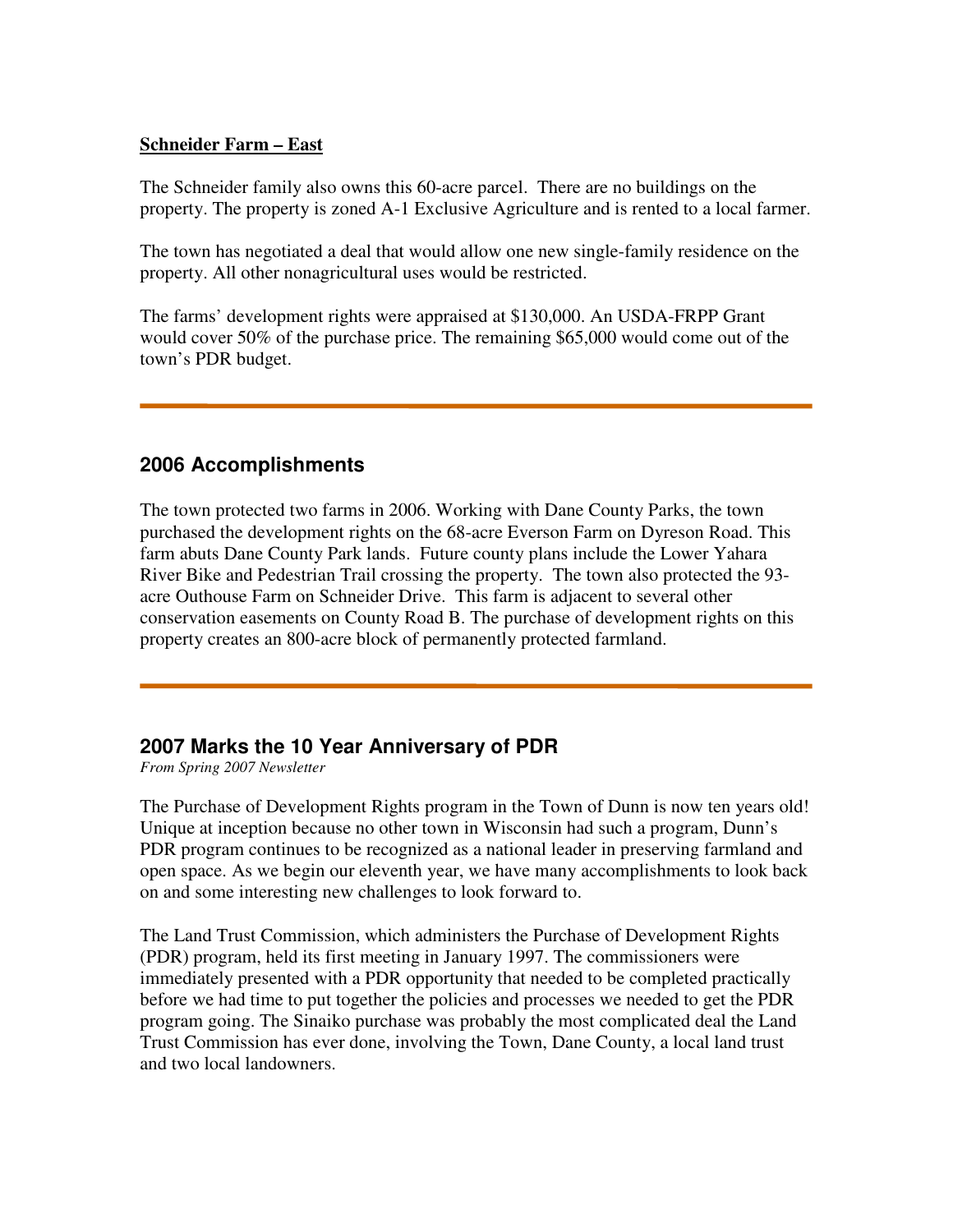**Schneider Farm – East**

The Schneider family also owns this 60-acre parcel. There are no buildings on the property. The property is zoned A-1 Exclusive Agriculture and is rented to a local farmer.

The town has negotiated a deal that would allow one new single-family residence on the property. All other nonagricultural uses would be restricted.

The farms' development rights were appraised at $130,000. An USDA-FRPP Grant would cover 50% of the purchase price. The remaining $65,000 would come out of the town's PDR budget.

---

## 2006 Accomplishments

The town protected two farms in 2006. Working with Dane County Parks, the town purchased the development rights on the 68-acre Everson Farm on Dyreson Road. This farm abuts Dane County Park lands. Future county plans include the Lower Yahara River Bike and Pedestrian Trail crossing the property. The town also protected the 93-acre Outhouse Farm on Schneider Drive. This farm is adjacent to several other conservation easements on County Road B. The purchase of development rights on this property creates an 800-acre block of permanently protected farmland.

---

## 2007 Marks the 10 Year Anniversary of PDR

*From Spring 2007 Newsletter*

The Purchase of Development Rights program in the Town of Dunn is now ten years old! Unique at inception because no other town in Wisconsin had such a program, Dunn's PDR program continues to be recognized as a national leader in preserving farmland and open space. As we begin our eleventh year, we have many accomplishments to look back on and some interesting new challenges to look forward to.

The Land Trust Commission, which administers the Purchase of Development Rights (PDR) program, held its first meeting in January 1997. The commissioners were immediately presented with a PDR opportunity that needed to be completed practically before we had time to put together the policies and processes we needed to get the PDR program going. The Sinaiko purchase was probably the most complicated deal the Land Trust Commission has ever done, involving the Town, Dane County, a local land trust and two local landowners.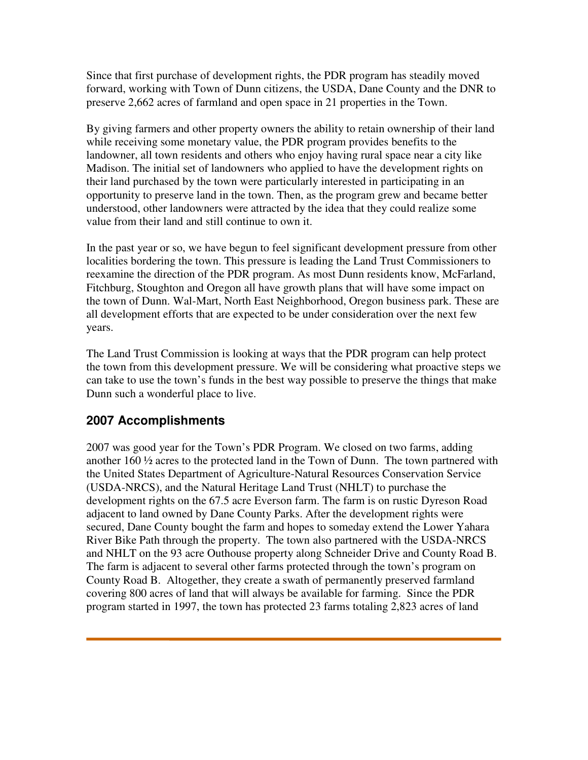Since that first purchase of development rights, the PDR program has steadily moved forward, working with Town of Dunn citizens, the USDA, Dane County and the DNR to preserve 2,662 acres of farmland and open space in 21 properties in the Town.

By giving farmers and other property owners the ability to retain ownership of their land while receiving some monetary value, the PDR program provides benefits to the landowner, all town residents and others who enjoy having rural space near a city like Madison. The initial set of landowners who applied to have the development rights on their land purchased by the town were particularly interested in participating in an opportunity to preserve land in the town. Then, as the program grew and became better understood, other landowners were attracted by the idea that they could realize some value from their land and still continue to own it.

In the past year or so, we have begun to feel significant development pressure from other localities bordering the town. This pressure is leading the Land Trust Commissioners to reexamine the direction of the PDR program. As most Dunn residents know, McFarland, Fitchburg, Stoughton and Oregon all have growth plans that will have some impact on the town of Dunn. Wal-Mart, North East Neighborhood, Oregon business park. These are all development efforts that are expected to be under consideration over the next few years.

The Land Trust Commission is looking at ways that the PDR program can help protect the town from this development pressure. We will be considering what proactive steps we can take to use the town's funds in the best way possible to preserve the things that make Dunn such a wonderful place to live.

## 2007 Accomplishments

2007 was good year for the Town's PDR Program. We closed on two farms, adding another 160 ½ acres to the protected land in the Town of Dunn. The town partnered with the United States Department of Agriculture-Natural Resources Conservation Service (USDA-NRCS), and the Natural Heritage Land Trust (NHLT) to purchase the development rights on the 67.5 acre Everson farm. The farm is on rustic Dyreson Road adjacent to land owned by Dane County Parks. After the development rights were secured, Dane County bought the farm and hopes to someday extend the Lower Yahara River Bike Path through the property. The town also partnered with the USDA-NRCS and NHLT on the 93 acre Outhouse property along Schneider Drive and County Road B. The farm is adjacent to several other farms protected through the town's program on County Road B. Altogether, they create a swath of permanently preserved farmland covering 800 acres of land that will always be available for farming. Since the PDR program started in 1997, the town has protected 23 farms totaling 2,823 acres of land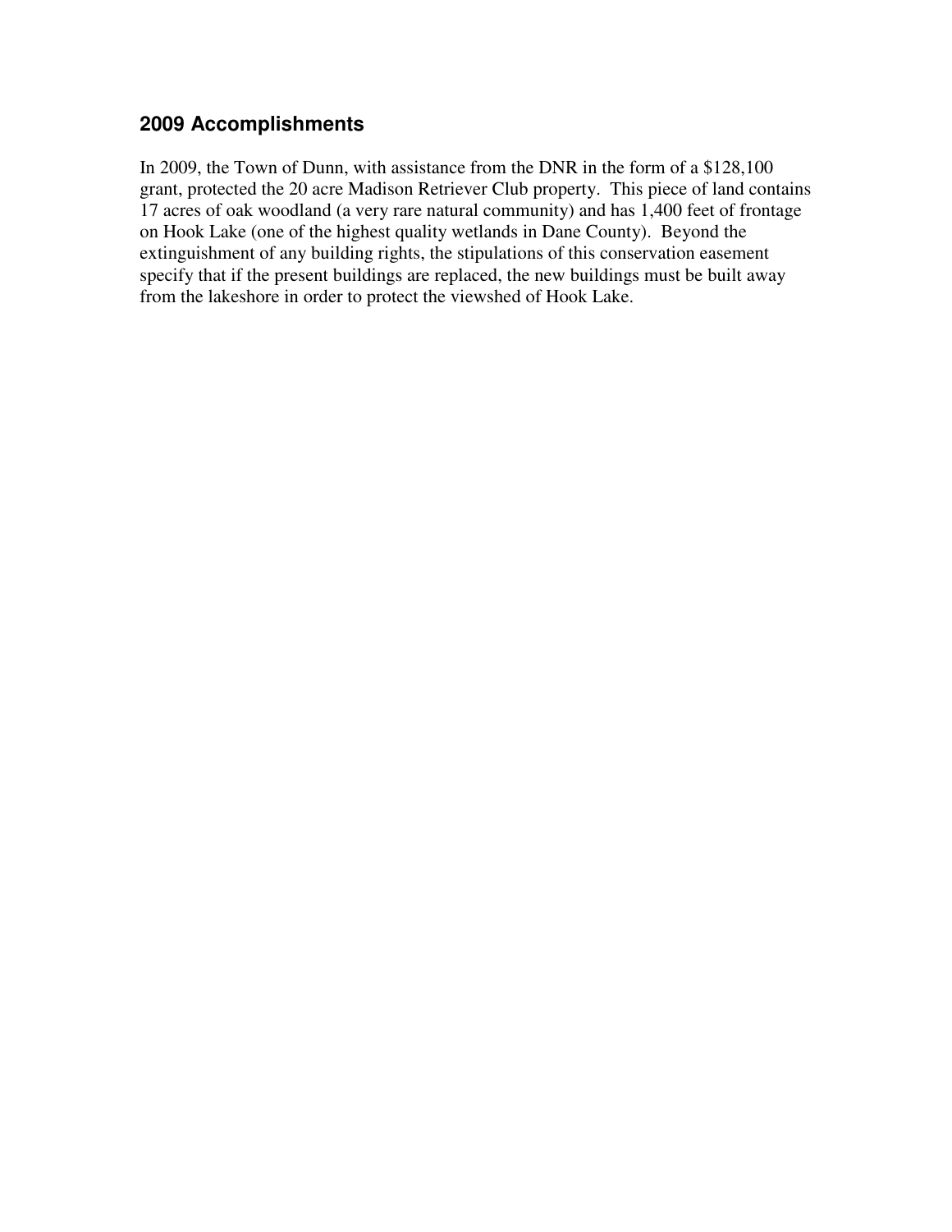## 2009 Accomplishments

In 2009, the Town of Dunn, with assistance from the DNR in the form of a $128,100 grant, protected the 20 acre Madison Retriever Club property. This piece of land contains 17 acres of oak woodland (a very rare natural community) and has 1,400 feet of frontage on Hook Lake (one of the highest quality wetlands in Dane County). Beyond the extinguishment of any building rights, the stipulations of this conservation easement specify that if the present buildings are replaced, the new buildings must be built away from the lakeshore in order to protect the viewshed of Hook Lake.